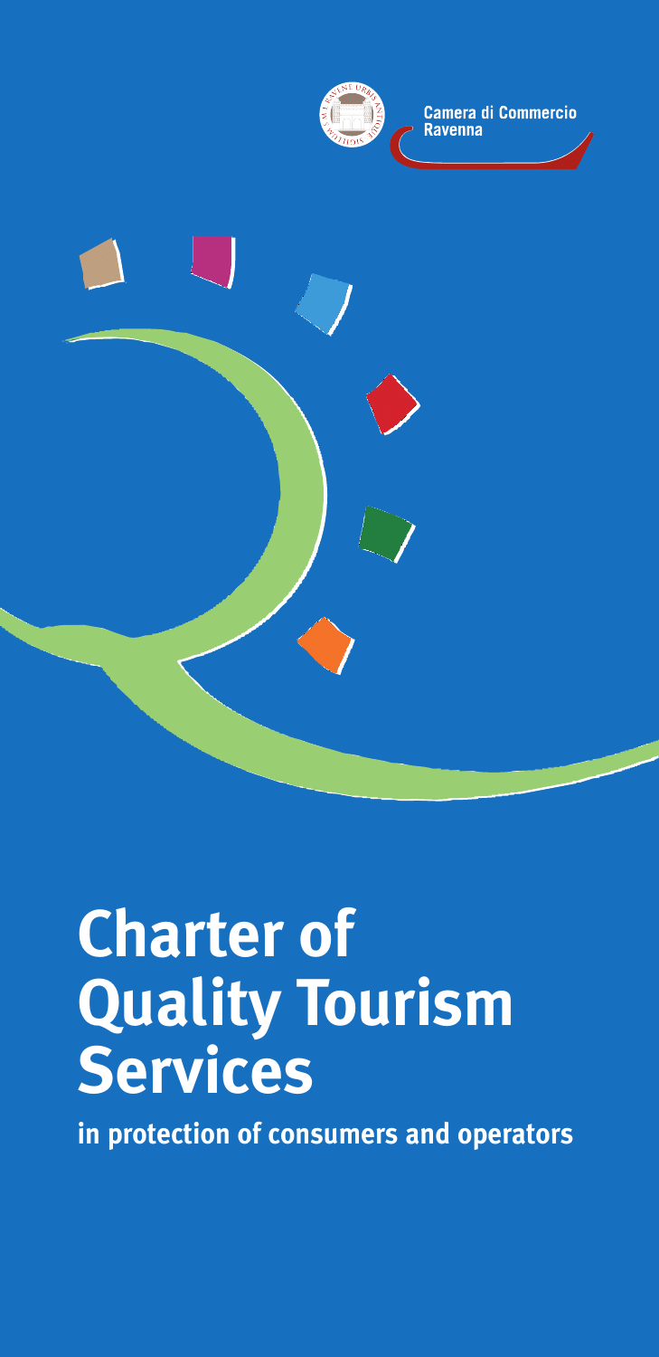Camera di Commercio
Ravenna

# Charter of Quality Tourism Services

**in protection of consumers and operators**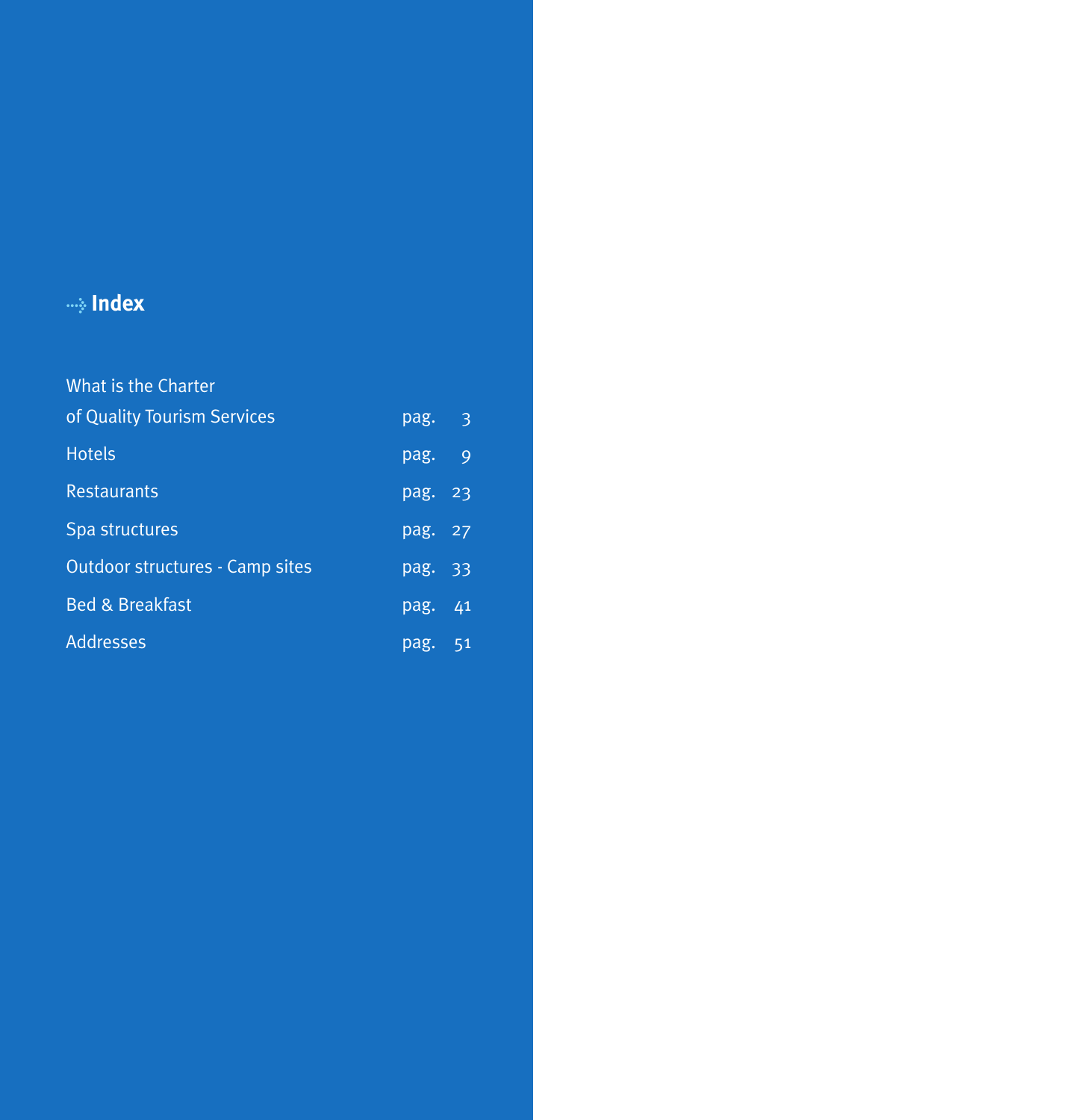## Index

| | | |
|---|---|---|
| What is the Charter of Quality Tourism Services | pag. | 3 |
| Hotels | pag. | 9 |
| Restaurants | pag. | 23 |
| Spa structures | pag. | 27 |
| Outdoor structures - Camp sites | pag. | 33 |
| Bed & Breakfast | pag. | 41 |
| Addresses | pag. | 51 |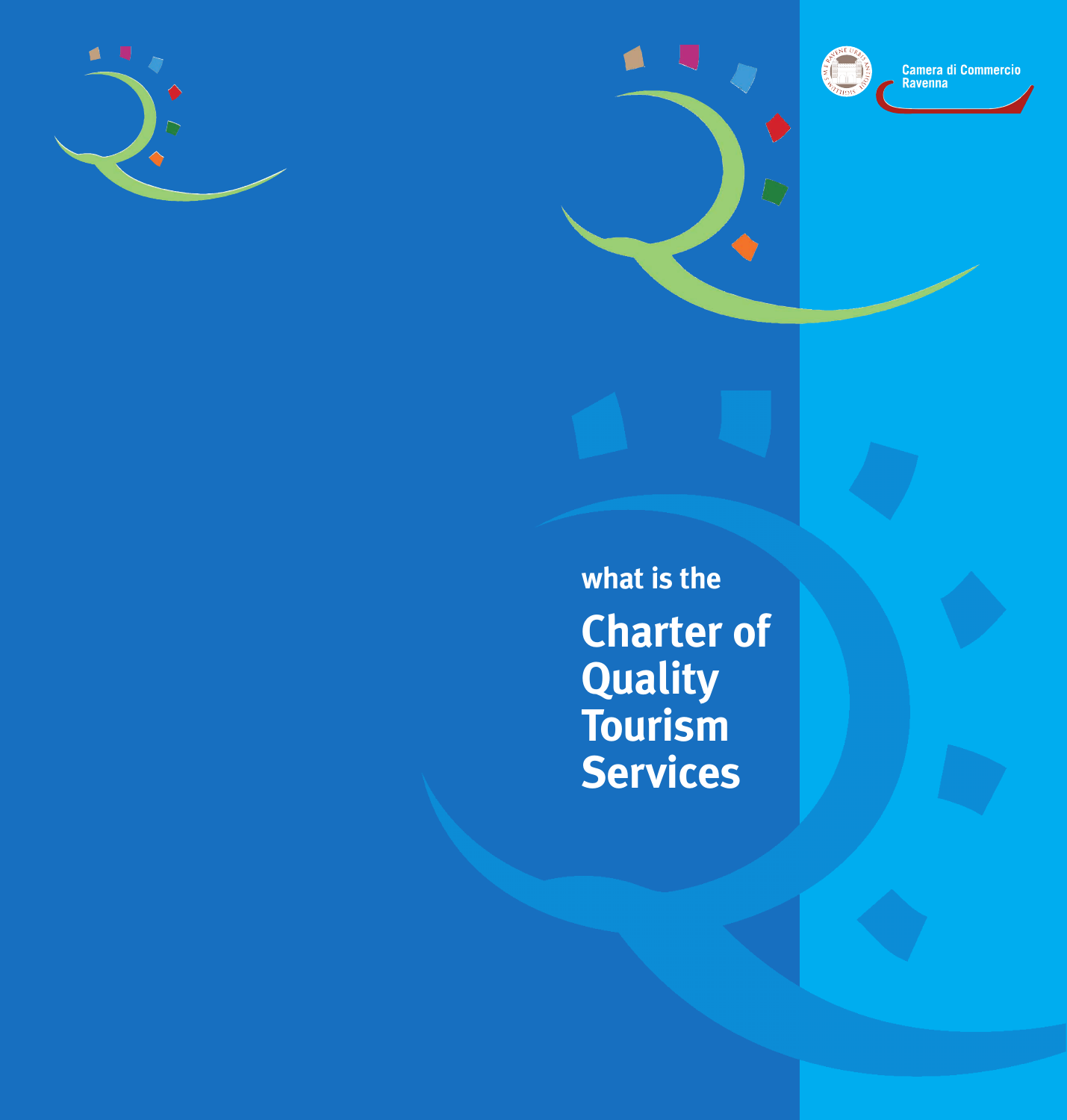Camera di Commercio
Ravenna

what is the

# Charter of Quality Tourism Services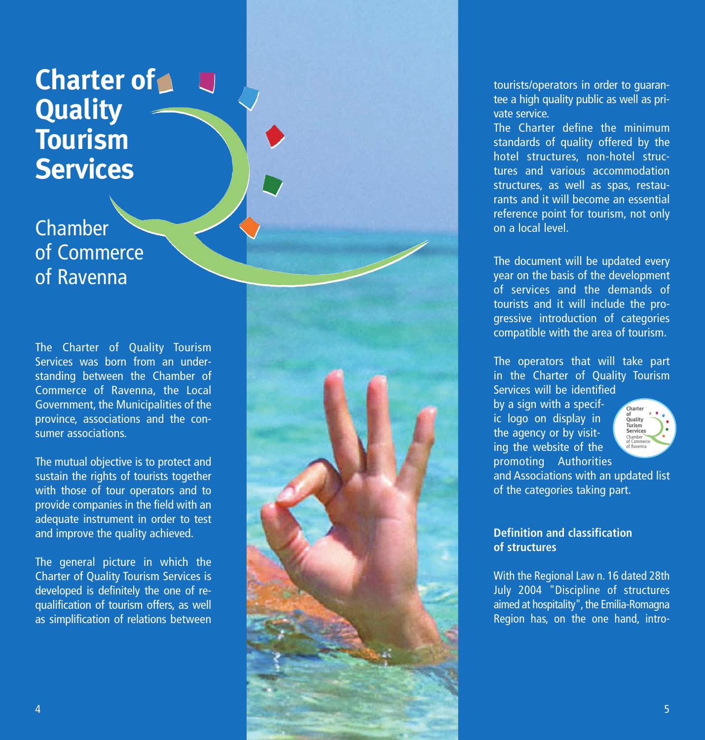# Charter of Quality Tourism Services

## Chamber of Commerce of Ravenna

The Charter of Quality Tourism Services was born from an understanding between the Chamber of Commerce of Ravenna, the Local Government, the Municipalities of the province, associations and the consumer associations.

The mutual objective is to protect and sustain the rights of tourists together with those of tour operators and to provide companies in the field with an adequate instrument in order to test and improve the quality achieved.

The general picture in which the Charter of Quality Tourism Services is developed is definitely the one of requalification of tourism offers, as well as simplification of relations between tourists/operators in order to guarantee a high quality public as well as private service.

The Charter define the minimum standards of quality offered by the hotel structures, non-hotel structures and various accommodation structures, as well as spas, restaurants and it will become an essential reference point for tourism, not only on a local level.

The document will be updated every year on the basis of the development of services and the demands of tourists and it will include the progressive introduction of categories compatible with the area of tourism.

The operators that will take part in the Charter of Quality Tourism Services will be identified by a sign with a specific logo on display in the agency or by visiting the website of the promoting Authorities and Associations with an updated list of the categories taking part.

**Definition and classification of structures**

With the Regional Law n. 16 dated 28th July 2004 "Discipline of structures aimed at hospitality", the Emilia-Romagna Region has, on the one hand, intro-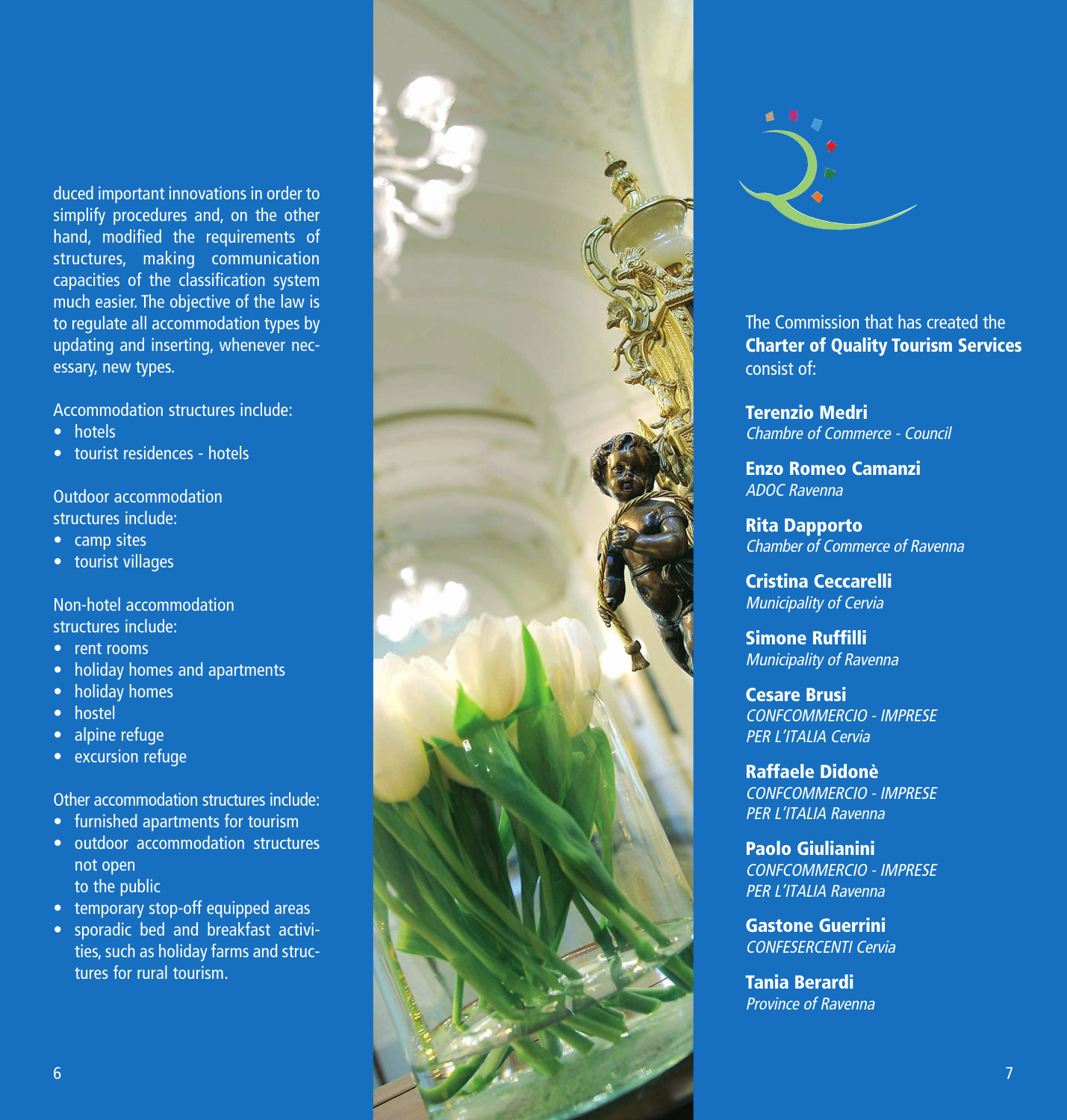duced important innovations in order to simplify procedures and, on the other hand, modified the requirements of structures, making communication capacities of the classification system much easier. The objective of the law is to regulate all accommodation types by updating and inserting, whenever necessary, new types.

Accommodation structures include:
- hotels
- tourist residences - hotels

Outdoor accommodation structures include:
- camp sites
- tourist villages

Non-hotel accommodation structures include:
- rent rooms
- holiday homes and apartments
- holiday homes
- hostel
- alpine refuge
- excursion refuge

Other accommodation structures include:
- furnished apartments for tourism
- outdoor accommodation structures not open to the public
- temporary stop-off equipped areas
- sporadic bed and breakfast activities, such as holiday farms and structures for rural tourism.

The Commission that has created the **Charter of Quality Tourism Services** consist of:

**Terenzio Medri**
*Chambre of Commerce - Council*

**Enzo Romeo Camanzi**
*ADOC Ravenna*

**Rita Dapporto**
*Chamber of Commerce of Ravenna*

**Cristina Ceccarelli**
*Municipality of Cervia*

**Simone Ruffilli**
*Municipality of Ravenna*

**Cesare Brusi**
*CONFCOMMERCIO - IMPRESE PER L'ITALIA Cervia*

**Raffaele Didonè**
*CONFCOMMERCIO - IMPRESE PER L'ITALIA Ravenna*

**Paolo Giulianini**
*CONFCOMMERCIO - IMPRESE PER L'ITALIA Ravenna*

**Gastone Guerrini**
*CONFESERCENTI Cervia*

**Tania Berardi**
*Province of Ravenna*